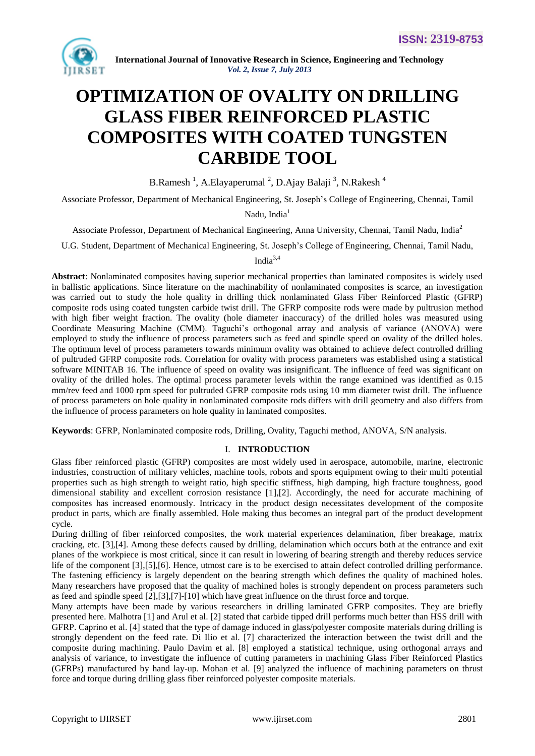# OPTIMIZATION OF OVALITY ON DRILLING GLASS FIBER REINFORCED PLASTIC COMPOSITES WITH COATED TUNGSTEN CARBIDE TOOL

B.Ramesh [1], A.Elayaperumal [2], D.Ajay Balaji [3], N.Rakesh [4]

Associate Professor, Department of Mechanical Engineering, St. Joseph's College of Engineering, Chennai, Tamil Nadu, India[1]

Associate Professor, Department of Mechanical Engineering, Anna University, Chennai, Tamil Nadu, India[2]

U.G. Student, Department of Mechanical Engineering, St. Joseph's College of Engineering, Chennai, Tamil Nadu, India[3,4]

**Abstract**: Nonlaminated composites having superior mechanical properties than laminated composites is widely used in ballistic applications. Since literature on the machinability of nonlaminated composites is scarce, an investigation was carried out to study the hole quality in drilling thick nonlaminated Glass Fiber Reinforced Plastic (GFRP) composite rods using coated tungsten carbide twist drill. The GFRP composite rods were made by pultrusion method with high fiber weight fraction. The ovality (hole diameter inaccuracy) of the drilled holes was measured using Coordinate Measuring Machine (CMM). Taguchi's orthogonal array and analysis of variance (ANOVA) were employed to study the influence of process parameters such as feed and spindle speed on ovality of the drilled holes. The optimum level of process parameters towards minimum ovality was obtained to achieve defect controlled drilling of pultruded GFRP composite rods. Correlation for ovality with process parameters was established using a statistical software MINITAB 16. The influence of speed on ovality was insignificant. The influence of feed was significant on ovality of the drilled holes. The optimal process parameter levels within the range examined was identified as 0.15 mm/rev feed and 1000 rpm speed for pultruded GFRP composite rods using 10 mm diameter twist drill. The influence of process parameters on hole quality in nonlaminated composite rods differs with drill geometry and also differs from the influence of process parameters on hole quality in laminated composites.

**Keywords**: GFRP, Nonlaminated composite rods, Drilling, Ovality, Taguchi method, ANOVA, S/N analysis.

## I. INTRODUCTION

Glass fiber reinforced plastic (GFRP) composites are most widely used in aerospace, automobile, marine, electronic industries, construction of military vehicles, machine tools, robots and sports equipment owing to their multi potential properties such as high strength to weight ratio, high specific stiffness, high damping, high fracture toughness, good dimensional stability and excellent corrosion resistance [1],[2]. Accordingly, the need for accurate machining of composites has increased enormously. Intricacy in the product design necessitates development of the composite product in parts, which are finally assembled. Hole making thus becomes an integral part of the product development cycle.

During drilling of fiber reinforced composites, the work material experiences delamination, fiber breakage, matrix cracking, etc. [3],[4]. Among these defects caused by drilling, delamination which occurs both at the entrance and exit planes of the workpiece is most critical, since it can result in lowering of bearing strength and thereby reduces service life of the component [3],[5],[6]. Hence, utmost care is to be exercised to attain defect controlled drilling performance. The fastening efficiency is largely dependent on the bearing strength which defines the quality of machined holes. Many researchers have proposed that the quality of machined holes is strongly dependent on process parameters such as feed and spindle speed [2],[3],[7]-[10] which have great influence on the thrust force and torque.

Many attempts have been made by various researchers in drilling laminated GFRP composites. They are briefly presented here. Malhotra [1] and Arul et al. [2] stated that carbide tipped drill performs much better than HSS drill with GFRP. Caprino et al. [4] stated that the type of damage induced in glass/polyester composite materials during drilling is strongly dependent on the feed rate. Di Ilio et al. [7] characterized the interaction between the twist drill and the composite during machining. Paulo Davim et al. [8] employed a statistical technique, using orthogonal arrays and analysis of variance, to investigate the influence of cutting parameters in machining Glass Fiber Reinforced Plastics (GFRPs) manufactured by hand lay-up. Mohan et al. [9] analyzed the influence of machining parameters on thrust force and torque during drilling glass fiber reinforced polyester composite materials.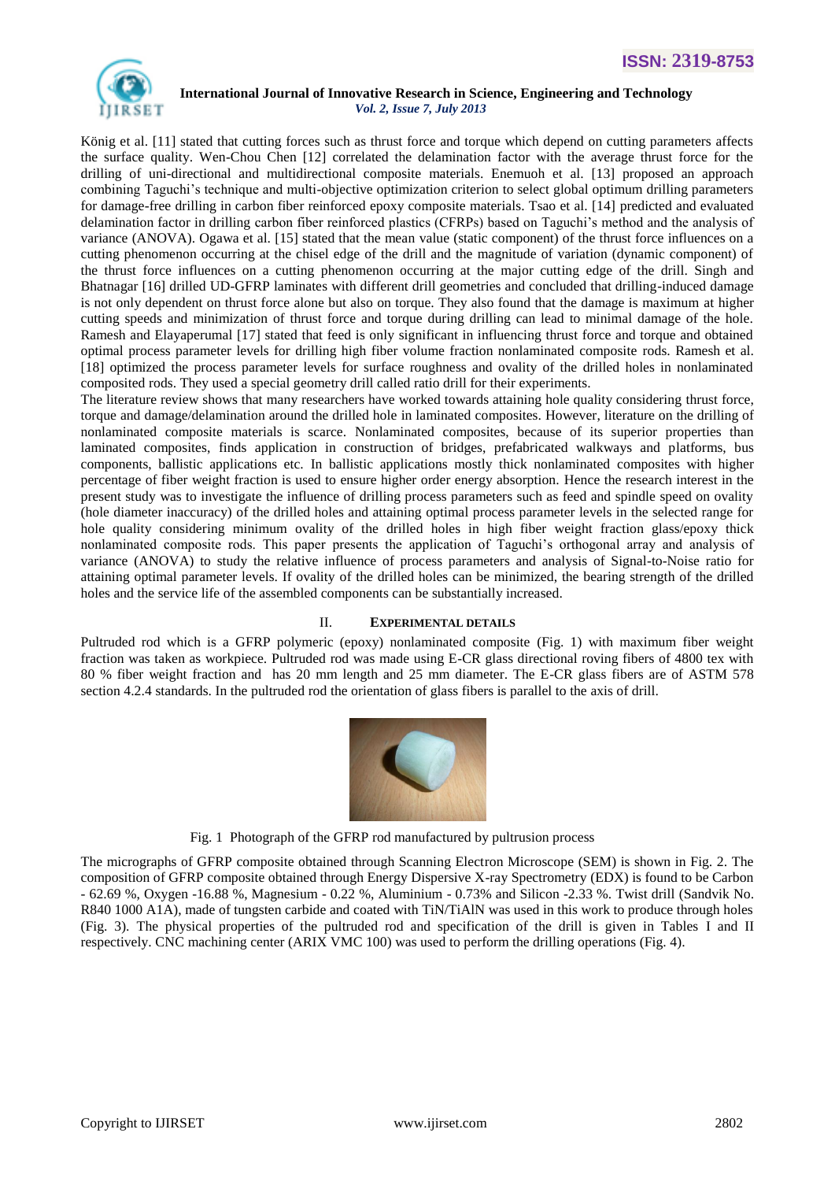König et al. [11] stated that cutting forces such as thrust force and torque which depend on cutting parameters affects the surface quality. Wen-Chou Chen [12] correlated the delamination factor with the average thrust force for the drilling of uni-directional and multidirectional composite materials. Enemuoh et al. [13] proposed an approach combining Taguchi's technique and multi-objective optimization criterion to select global optimum drilling parameters for damage-free drilling in carbon fiber reinforced epoxy composite materials. Tsao et al. [14] predicted and evaluated delamination factor in drilling carbon fiber reinforced plastics (CFRPs) based on Taguchi's method and the analysis of variance (ANOVA). Ogawa et al. [15] stated that the mean value (static component) of the thrust force influences on a cutting phenomenon occurring at the chisel edge of the drill and the magnitude of variation (dynamic component) of the thrust force influences on a cutting phenomenon occurring at the major cutting edge of the drill. Singh and Bhatnagar [16] drilled UD-GFRP laminates with different drill geometries and concluded that drilling-induced damage is not only dependent on thrust force alone but also on torque. They also found that the damage is maximum at higher cutting speeds and minimization of thrust force and torque during drilling can lead to minimal damage of the hole. Ramesh and Elayaperumal [17] stated that feed is only significant in influencing thrust force and torque and obtained optimal process parameter levels for drilling high fiber volume fraction nonlaminated composite rods. Ramesh et al. [18] optimized the process parameter levels for surface roughness and ovality of the drilled holes in nonlaminated composited rods. They used a special geometry drill called ratio drill for their experiments.

The literature review shows that many researchers have worked towards attaining hole quality considering thrust force, torque and damage/delamination around the drilled hole in laminated composites. However, literature on the drilling of nonlaminated composite materials is scarce. Nonlaminated composites, because of its superior properties than laminated composites, finds application in construction of bridges, prefabricated walkways and platforms, bus components, ballistic applications etc. In ballistic applications mostly thick nonlaminated composites with higher percentage of fiber weight fraction is used to ensure higher order energy absorption. Hence the research interest in the present study was to investigate the influence of drilling process parameters such as feed and spindle speed on ovality (hole diameter inaccuracy) of the drilled holes and attaining optimal process parameter levels in the selected range for hole quality considering minimum ovality of the drilled holes in high fiber weight fraction glass/epoxy thick nonlaminated composite rods. This paper presents the application of Taguchi's orthogonal array and analysis of variance (ANOVA) to study the relative influence of process parameters and analysis of Signal-to-Noise ratio for attaining optimal parameter levels. If ovality of the drilled holes can be minimized, the bearing strength of the drilled holes and the service life of the assembled components can be substantially increased.

## II. Experimental Details

Pultruded rod which is a GFRP polymeric (epoxy) nonlaminated composite (Fig. 1) with maximum fiber weight fraction was taken as workpiece. Pultruded rod was made using E-CR glass directional roving fibers of 4800 tex with 80 % fiber weight fraction and has 20 mm length and 25 mm diameter. The E-CR glass fibers are of ASTM 578 section 4.2.4 standards. In the pultruded rod the orientation of glass fibers is parallel to the axis of drill.

Fig. 1 Photograph of the GFRP rod manufactured by pultrusion process

The micrographs of GFRP composite obtained through Scanning Electron Microscope (SEM) is shown in Fig. 2. The composition of GFRP composite obtained through Energy Dispersive X-ray Spectrometry (EDX) is found to be Carbon - 62.69 %, Oxygen -16.88 %, Magnesium - 0.22 %, Aluminium - 0.73% and Silicon -2.33 %. Twist drill (Sandvik No. R840 1000 A1A), made of tungsten carbide and coated with TiN/TiAlN was used in this work to produce through holes (Fig. 3). The physical properties of the pultruded rod and specification of the drill is given in Tables I and II respectively. CNC machining center (ARIX VMC 100) was used to perform the drilling operations (Fig. 4).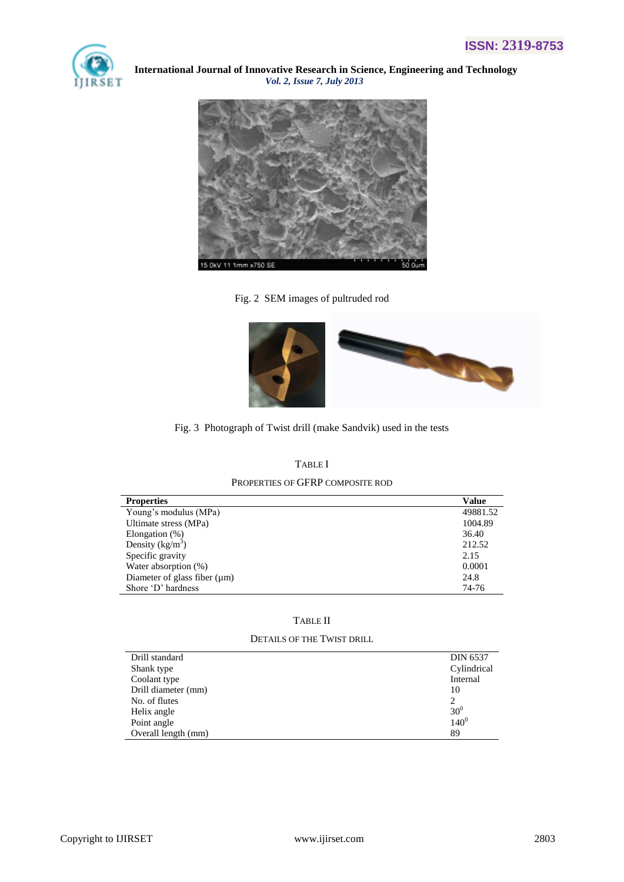Fig. 2  SEM images of pultruded rod

Fig. 3  Photograph of Twist drill (make Sandvik) used in the tests

TABLE I

PROPERTIES OF GFRP COMPOSITE ROD

| **Properties** | **Value** |
|---|---|
| Young's modulus (MPa) | 49881.52 |
| Ultimate stress (MPa) | 1004.89 |
| Elongation (%) | 36.40 |
| Density (kg/m$^3$) | 212.52 |
| Specific gravity | 2.15 |
| Water absorption (%) | 0.0001 |
| Diameter of glass fiber (μm) | 24.8 |
| Shore 'D' hardness | 74-76 |

TABLE II

DETAILS OF THE TWIST DRILL

| | |
|---|---|
| Drill standard | DIN 6537 |
| Shank type | Cylindrical |
| Coolant type | Internal |
| Drill diameter (mm) | 10 |
| No. of flutes | 2 |
| Helix angle | $30^0$ |
| Point angle | $140^0$ |
| Overall length (mm) | 89 |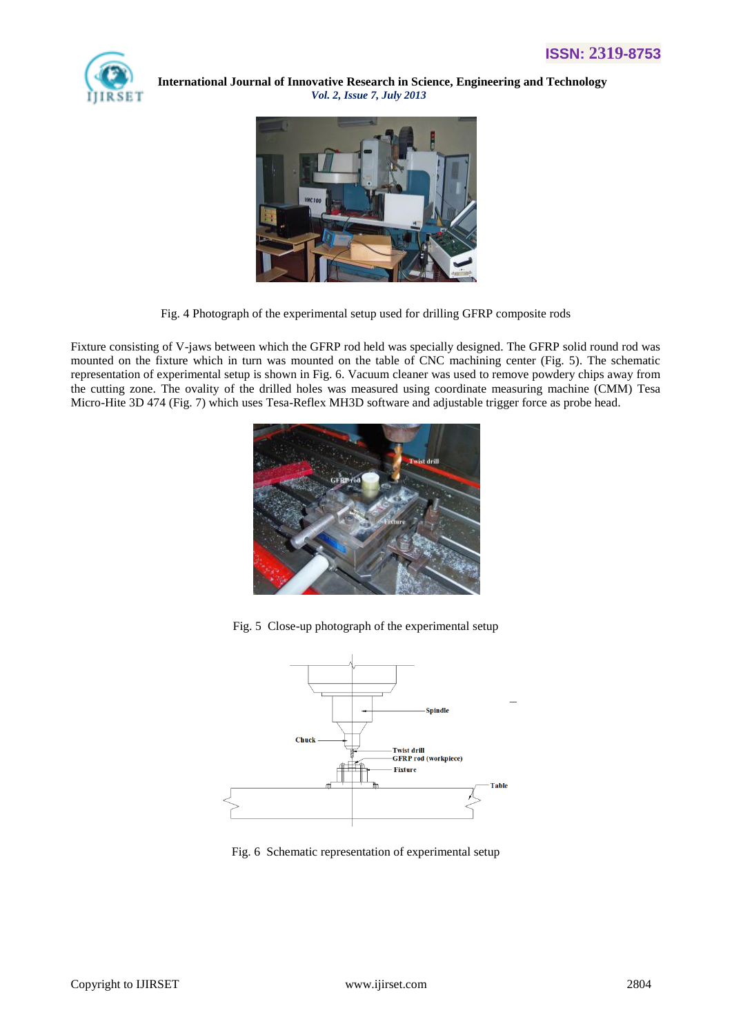Fig. 4 Photograph of the experimental setup used for drilling GFRP composite rods

Fixture consisting of V-jaws between which the GFRP rod held was specially designed. The GFRP solid round rod was mounted on the fixture which in turn was mounted on the table of CNC machining center (Fig. 5). The schematic representation of experimental setup is shown in Fig. 6. Vacuum cleaner was used to remove powdery chips away from the cutting zone. The ovality of the drilled holes was measured using coordinate measuring machine (CMM) Tesa Micro-Hite 3D 474 (Fig. 7) which uses Tesa-Reflex MH3D software and adjustable trigger force as probe head.

Fig. 5 Close-up photograph of the experimental setup

Fig. 6 Schematic representation of experimental setup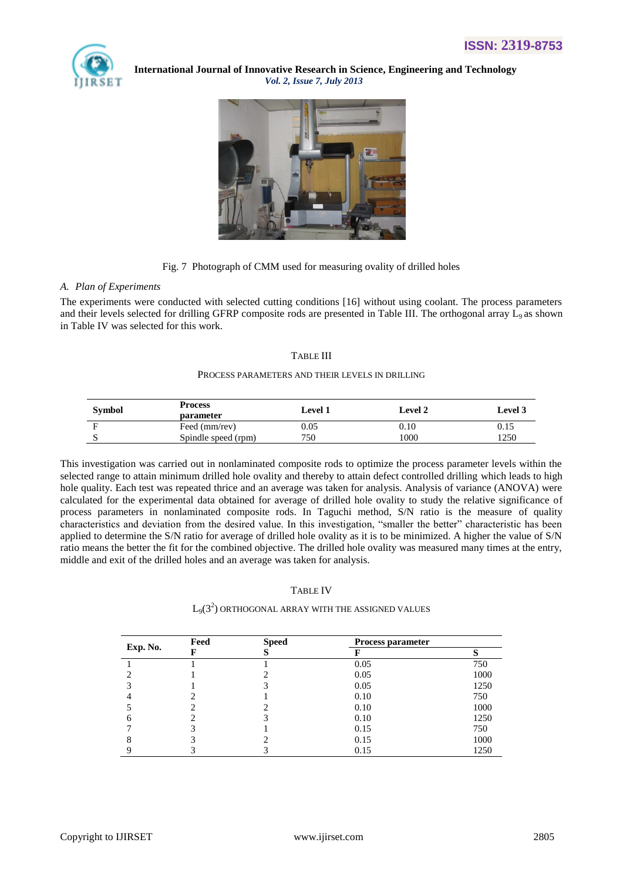Fig. 7 Photograph of CMM used for measuring ovality of drilled holes

### *A. Plan of Experiments*

The experiments were conducted with selected cutting conditions [16] without using coolant. The process parameters and their levels selected for drilling GFRP composite rods are presented in Table III. The orthogonal array $L_9$ as shown in Table IV was selected for this work.

TABLE III

PROCESS PARAMETERS AND THEIR LEVELS IN DRILLING

| Symbol | Process parameter | Level 1 | Level 2 | Level 3 |
|---|---|---|---|---|
| F | Feed (mm/rev) | 0.05 | 0.10 | 0.15 |
| S | Spindle speed (rpm) | 750 | 1000 | 1250 |

This investigation was carried out in nonlaminated composite rods to optimize the process parameter levels within the selected range to attain minimum drilled hole ovality and thereby to attain defect controlled drilling which leads to high hole quality. Each test was repeated thrice and an average was taken for analysis. Analysis of variance (ANOVA) were calculated for the experimental data obtained for average of drilled hole ovality to study the relative significance of process parameters in nonlaminated composite rods. In Taguchi method, S/N ratio is the measure of quality characteristics and deviation from the desired value. In this investigation, "smaller the better" characteristic has been applied to determine the S/N ratio for average of drilled hole ovality as it is to be minimized. A higher the value of S/N ratio means the better the fit for the combined objective. The drilled hole ovality was measured many times at the entry, middle and exit of the drilled holes and an average was taken for analysis.

TABLE IV

$L_9(3^2)$ ORTHOGONAL ARRAY WITH THE ASSIGNED VALUES

| Exp. No. | Feed | Speed | Process parameter | |
|---|---|---|---|---|
| | F | S | F | S |
| 1 | 1 | 1 | 0.05 | 750 |
| 2 | 1 | 2 | 0.05 | 1000 |
| 3 | 1 | 3 | 0.05 | 1250 |
| 4 | 2 | 1 | 0.10 | 750 |
| 5 | 2 | 2 | 0.10 | 1000 |
| 6 | 2 | 3 | 0.10 | 1250 |
| 7 | 3 | 1 | 0.15 | 750 |
| 8 | 3 | 2 | 0.15 | 1000 |
| 9 | 3 | 3 | 0.15 | 1250 |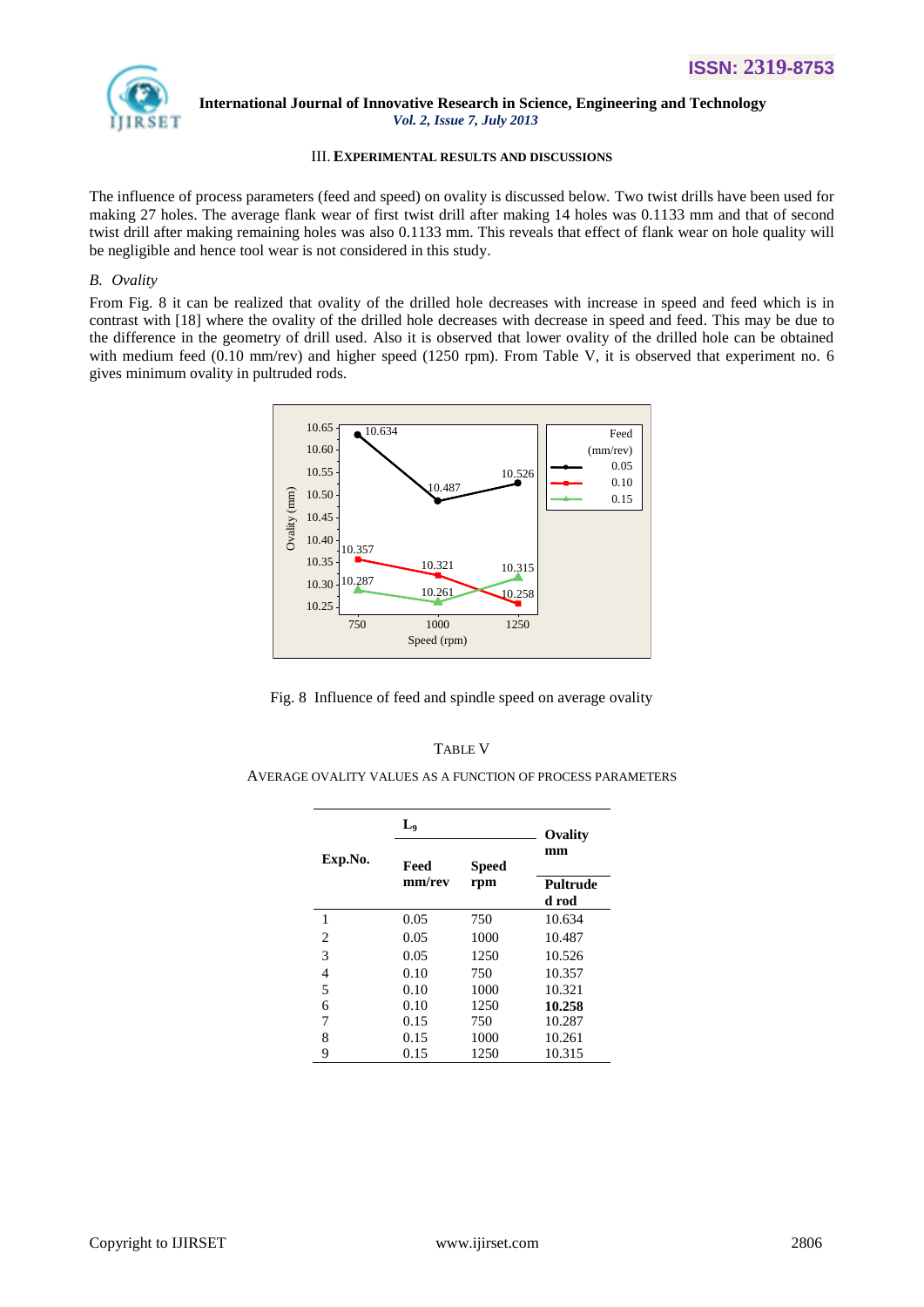## III. EXPERIMENTAL RESULTS AND DISCUSSIONS

The influence of process parameters (feed and speed) on ovality is discussed below. Two twist drills have been used for making 27 holes. The average flank wear of first twist drill after making 14 holes was 0.1133 mm and that of second twist drill after making remaining holes was also 0.1133 mm. This reveals that effect of flank wear on hole quality will be negligible and hence tool wear is not considered in this study.

### *B. Ovality*

From Fig. 8 it can be realized that ovality of the drilled hole decreases with increase in speed and feed which is in contrast with [18] where the ovality of the drilled hole decreases with decrease in speed and feed. This may be due to the difference in the geometry of drill used. Also it is observed that lower ovality of the drilled hole can be obtained with medium feed (0.10 mm/rev) and higher speed (1250 rpm). From Table V, it is observed that experiment no. 6 gives minimum ovality in pultruded rods.

Fig. 8 Influence of feed and spindle speed on average ovality

TABLE V

AVERAGE OVALITY VALUES AS A FUNCTION OF PROCESS PARAMETERS

| Exp.No. | $L_9$ | | Ovality mm |
|---|---|---|---|
| | **Feed mm/rev** | **Speed rpm** | **Pultruded rod** |
| 1 | 0.05 | 750 | 10.634 |
| 2 | 0.05 | 1000 | 10.487 |
| 3 | 0.05 | 1250 | 10.526 |
| 4 | 0.10 | 750 | 10.357 |
| 5 | 0.10 | 1000 | 10.321 |
| 6 | 0.10 | 1250 | **10.258** |
| 7 | 0.15 | 750 | 10.287 |
| 8 | 0.15 | 1000 | 10.261 |
| 9 | 0.15 | 1250 | 10.315 |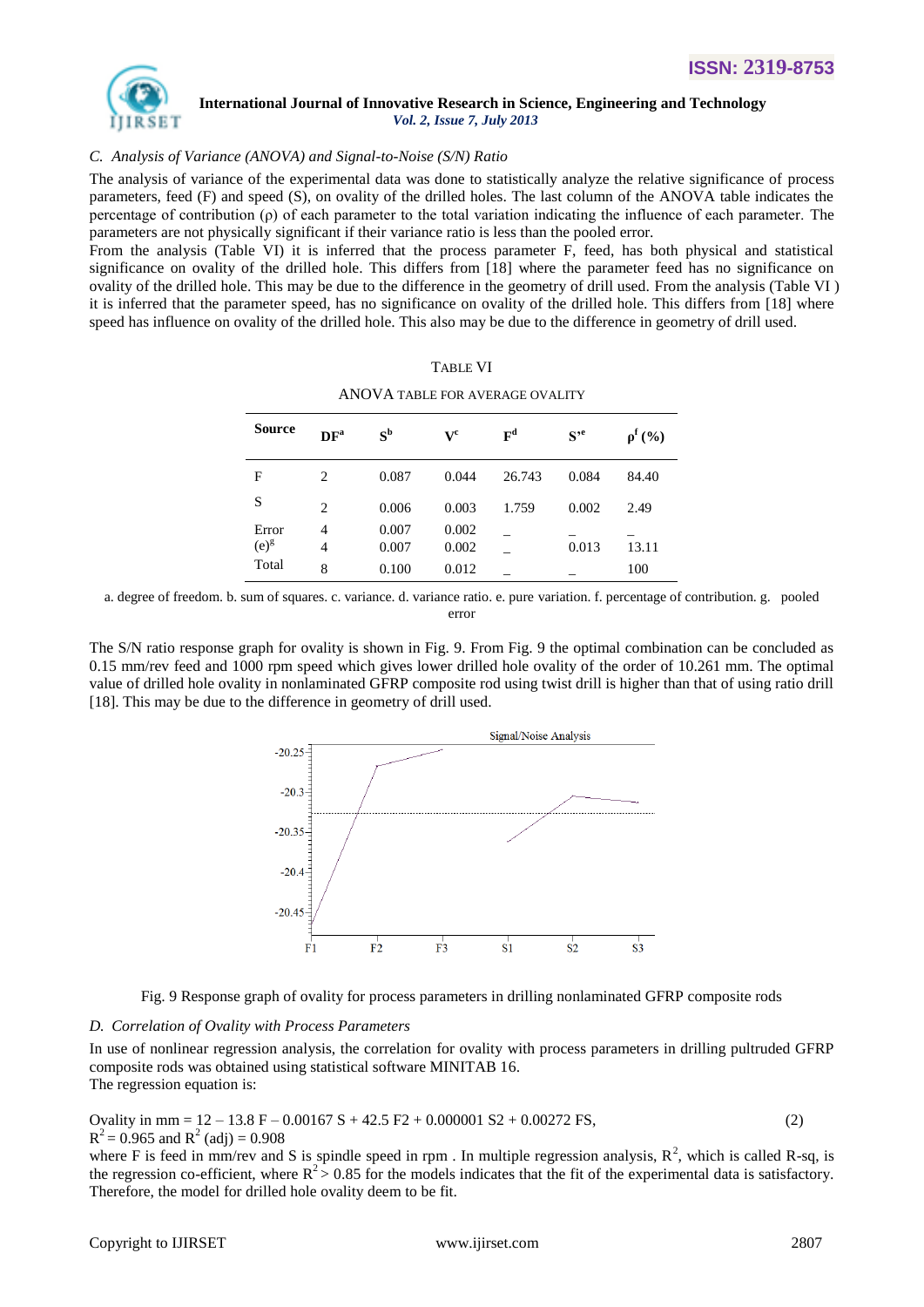### C. Analysis of Variance (ANOVA) and Signal-to-Noise (S/N) Ratio

The analysis of variance of the experimental data was done to statistically analyze the relative significance of process parameters, feed (F) and speed (S), on ovality of the drilled holes. The last column of the ANOVA table indicates the percentage of contribution (ρ) of each parameter to the total variation indicating the influence of each parameter. The parameters are not physically significant if their variance ratio is less than the pooled error.

From the analysis (Table VI) it is inferred that the process parameter F, feed, has both physical and statistical significance on ovality of the drilled hole. This differs from [18] where the parameter feed has no significance on ovality of the drilled hole. This may be due to the difference in the geometry of drill used. From the analysis (Table VI ) it is inferred that the parameter speed, has no significance on ovality of the drilled hole. This differs from [18] where speed has influence on ovality of the drilled hole. This also may be due to the difference in geometry of drill used.

TABLE VI

ANOVA TABLE FOR AVERAGE OVALITY

| Source | DF[a] | S[b] | V[c] | F[d] | S'[e] | ρ[f] (%) |
|---|---|---|---|---|---|---|
| F | 2 | 0.087 | 0.044 | 26.743 | 0.084 | 84.40 |
| S | 2 | 0.006 | 0.003 | 1.759 | 0.002 | 2.49 |
| Error | 4 | 0.007 | 0.002 | _ | _ | _ |
| (e)[g] | 4 | 0.007 | 0.002 | _ | 0.013 | 13.11 |
| Total | 8 | 0.100 | 0.012 | _ | _ | 100 |

a. degree of freedom. b. sum of squares. c. variance. d. variance ratio. e. pure variation. f. percentage of contribution. g. pooled error

The S/N ratio response graph for ovality is shown in Fig. 9. From Fig. 9 the optimal combination can be concluded as 0.15 mm/rev feed and 1000 rpm speed which gives lower drilled hole ovality of the order of 10.261 mm. The optimal value of drilled hole ovality in nonlaminated GFRP composite rod using twist drill is higher than that of using ratio drill [18]. This may be due to the difference in geometry of drill used.

Fig. 9 Response graph of ovality for process parameters in drilling nonlaminated GFRP composite rods

### D. Correlation of Ovality with Process Parameters

In use of nonlinear regression analysis, the correlation for ovality with process parameters in drilling pultruded GFRP composite rods was obtained using statistical software MINITAB 16.

The regression equation is:

$$\text{Ovality in mm} = 12 - 13.8\,F - 0.00167\,S + 42.5\,F2 + 0.000001\,S2 + 0.00272\,FS, \quad (2)$$

$R^2 = 0.965$ and $R^2$ (adj) = 0.908

where F is feed in mm/rev and S is spindle speed in rpm . In multiple regression analysis, $R^2$, which is called R-sq, is the regression co-efficient, where $R^2 > 0.85$ for the models indicates that the fit of the experimental data is satisfactory. Therefore, the model for drilled hole ovality deem to be fit.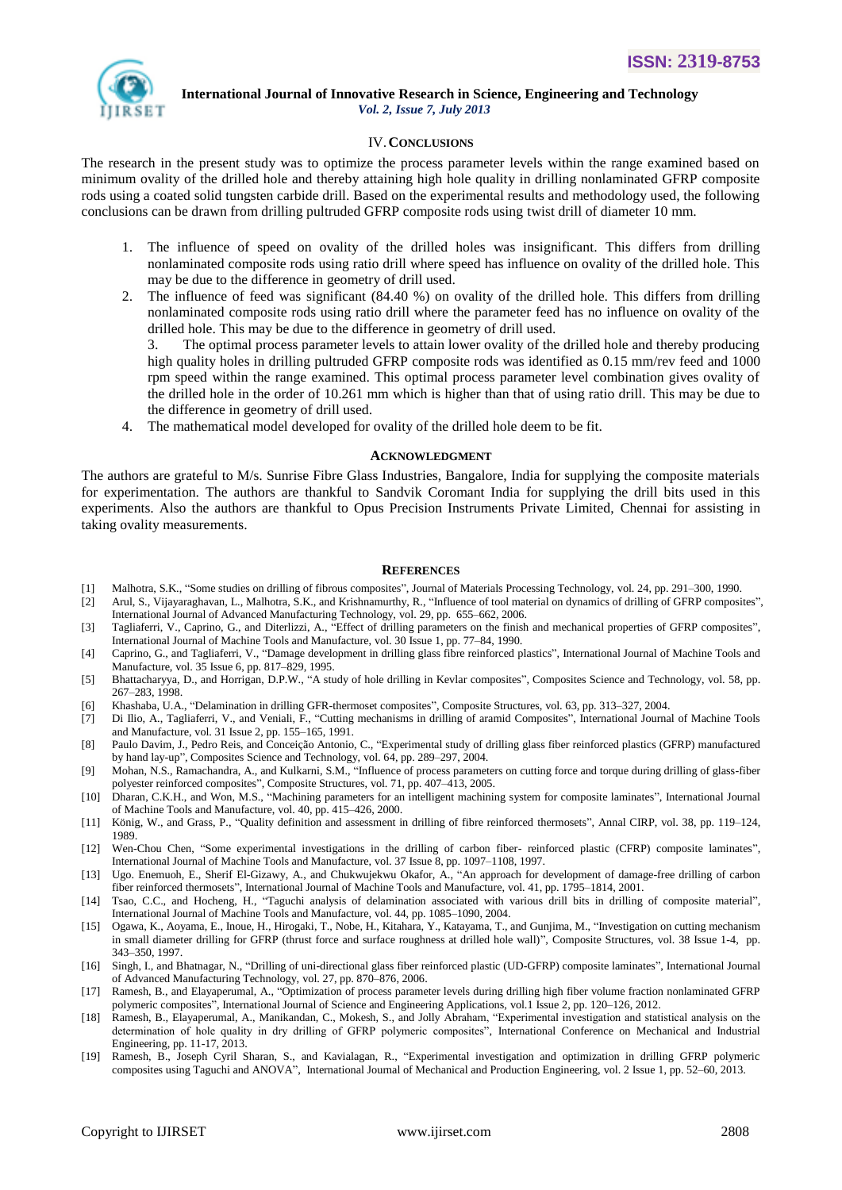## IV. CONCLUSIONS

The research in the present study was to optimize the process parameter levels within the range examined based on minimum ovality of the drilled hole and thereby attaining high hole quality in drilling nonlaminated GFRP composite rods using a coated solid tungsten carbide drill. Based on the experimental results and methodology used, the following conclusions can be drawn from drilling pultruded GFRP composite rods using twist drill of diameter 10 mm.

1. The influence of speed on ovality of the drilled holes was insignificant. This differs from drilling nonlaminated composite rods using ratio drill where speed has influence on ovality of the drilled hole. This may be due to the difference in geometry of drill used.
2. The influence of feed was significant (84.40 %) on ovality of the drilled hole. This differs from drilling nonlaminated composite rods using ratio drill where the parameter feed has no influence on ovality of the drilled hole. This may be due to the difference in geometry of drill used.
3. The optimal process parameter levels to attain lower ovality of the drilled hole and thereby producing high quality holes in drilling pultruded GFRP composite rods was identified as 0.15 mm/rev feed and 1000 rpm speed within the range examined. This optimal process parameter level combination gives ovality of the drilled hole in the order of 10.261 mm which is higher than that of using ratio drill. This may be due to the difference in geometry of drill used.
4. The mathematical model developed for ovality of the drilled hole deem to be fit.

## ACKNOWLEDGMENT

The authors are grateful to M/s. Sunrise Fibre Glass Industries, Bangalore, India for supplying the composite materials for experimentation. The authors are thankful to Sandvik Coromant India for supplying the drill bits used in this experiments. Also the authors are thankful to Opus Precision Instruments Private Limited, Chennai for assisting in taking ovality measurements.

## REFERENCES

[1] Malhotra, S.K., "Some studies on drilling of fibrous composites", Journal of Materials Processing Technology, vol. 24, pp. 291–300, 1990.

[2] Arul, S., Vijayaraghavan, L., Malhotra, S.K., and Krishnamurthy, R., "Influence of tool material on dynamics of drilling of GFRP composites", International Journal of Advanced Manufacturing Technology, vol. 29, pp. 655–662, 2006.

[3] Tagliaferri, V., Caprino, G., and Diterlizzi, A., "Effect of drilling parameters on the finish and mechanical properties of GFRP composites", International Journal of Machine Tools and Manufacture, vol. 30 Issue 1, pp. 77–84, 1990.

[4] Caprino, G., and Tagliaferri, V., "Damage development in drilling glass fibre reinforced plastics", International Journal of Machine Tools and Manufacture, vol. 35 Issue 6, pp. 817–829, 1995.

[5] Bhattacharyya, D., and Horrigan, D.P.W., "A study of hole drilling in Kevlar composites", Composites Science and Technology, vol. 58, pp. 267–283, 1998.

[6] Khashaba, U.A., "Delamination in drilling GFR-thermoset composites", Composite Structures, vol. 63, pp. 313–327, 2004.

[7] Di Ilio, A., Tagliaferri, V., and Veniali, F., "Cutting mechanisms in drilling of aramid Composites", International Journal of Machine Tools and Manufacture, vol. 31 Issue 2, pp. 155–165, 1991.

[8] Paulo Davim, J., Pedro Reis, and Conceição Antonio, C., "Experimental study of drilling glass fiber reinforced plastics (GFRP) manufactured by hand lay-up", Composites Science and Technology, vol. 64, pp. 289–297, 2004.

[9] Mohan, N.S., Ramachandra, A., and Kulkarni, S.M., "Influence of process parameters on cutting force and torque during drilling of glass-fiber polyester reinforced composites", Composite Structures, vol. 71, pp. 407–413, 2005.

[10] Dharan, C.K.H., and Won, M.S., "Machining parameters for an intelligent machining system for composite laminates", International Journal of Machine Tools and Manufacture, vol. 40, pp. 415–426, 2000.

[11] König, W., and Grass, P., "Quality definition and assessment in drilling of fibre reinforced thermosets", Annal CIRP, vol. 38, pp. 119–124, 1989.

[12] Wen-Chou Chen, "Some experimental investigations in the drilling of carbon fiber- reinforced plastic (CFRP) composite laminates", International Journal of Machine Tools and Manufacture, vol. 37 Issue 8, pp. 1097–1108, 1997.

[13] Ugo. Enemuoh, E., Sherif El-Gizawy, A., and Chukwujekwu Okafor, A., "An approach for development of damage-free drilling of carbon fiber reinforced thermosets", International Journal of Machine Tools and Manufacture, vol. 41, pp. 1795–1814, 2001.

[14] Tsao, C.C., and Hocheng, H., "Taguchi analysis of delamination associated with various drill bits in drilling of composite material", International Journal of Machine Tools and Manufacture, vol. 44, pp. 1085–1090, 2004.

[15] Ogawa, K., Aoyama, E., Inoue, H., Hirogaki, T., Nobe, H., Kitahara, Y., Katayama, T., and Gunjima, M., "Investigation on cutting mechanism in small diameter drilling for GFRP (thrust force and surface roughness at drilled hole wall)", Composite Structures, vol. 38 Issue 1-4, pp. 343–350, 1997.

[16] Singh, I., and Bhatnagar, N., "Drilling of uni-directional glass fiber reinforced plastic (UD-GFRP) composite laminates", International Journal of Advanced Manufacturing Technology, vol. 27, pp. 870–876, 2006.

[17] Ramesh, B., and Elayaperumal, A., "Optimization of process parameter levels during drilling high fiber volume fraction nonlaminated GFRP polymeric composites", International Journal of Science and Engineering Applications, vol.1 Issue 2, pp. 120–126, 2012.

[18] Ramesh, B., Elayaperumal, A., Manikandan, C., Mokesh, S., and Jolly Abraham, "Experimental investigation and statistical analysis on the determination of hole quality in dry drilling of GFRP polymeric composites", International Conference on Mechanical and Industrial Engineering, pp. 11-17, 2013.

[19] Ramesh, B., Joseph Cyril Sharan, S., and Kavialagan, R., "Experimental investigation and optimization in drilling GFRP polymeric composites using Taguchi and ANOVA", International Journal of Mechanical and Production Engineering, vol. 2 Issue 1, pp. 52–60, 2013.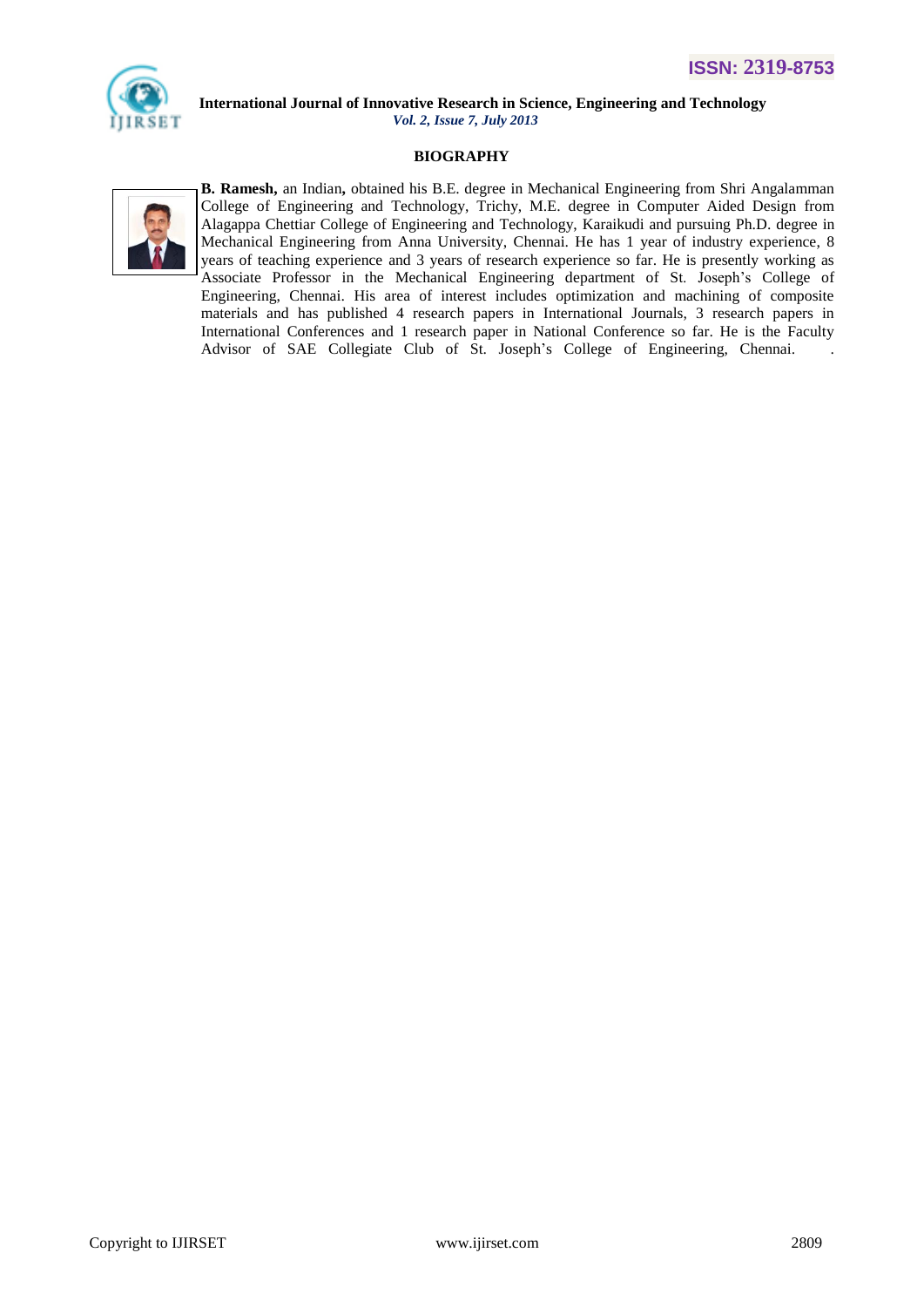## BIOGRAPHY

**B. Ramesh,** an Indian**,** obtained his B.E. degree in Mechanical Engineering from Shri Angalamman College of Engineering and Technology, Trichy, M.E. degree in Computer Aided Design from Alagappa Chettiar College of Engineering and Technology, Karaikudi and pursuing Ph.D. degree in Mechanical Engineering from Anna University, Chennai. He has 1 year of industry experience, 8 years of teaching experience and 3 years of research experience so far. He is presently working as Associate Professor in the Mechanical Engineering department of St. Joseph's College of Engineering, Chennai. His area of interest includes optimization and machining of composite materials and has published 4 research papers in International Journals, 3 research papers in International Conferences and 1 research paper in National Conference so far. He is the Faculty Advisor of SAE Collegiate Club of St. Joseph's College of Engineering, Chennai.